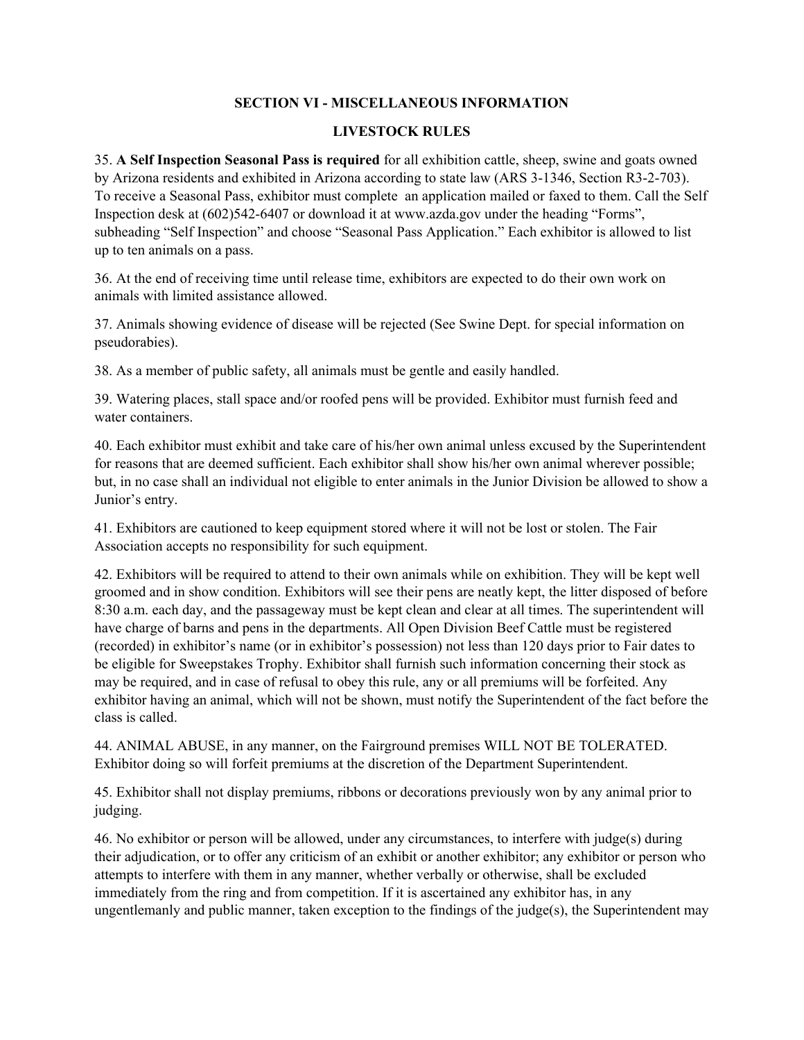## SECTION VI - MISCELLANEOUS INFORMATION

### LIVESTOCK RULES

35. **A Self Inspection Seasonal Pass is required** for all exhibition cattle, sheep, swine and goats owned by Arizona residents and exhibited in Arizona according to state law (ARS 3-1346, Section R3-2-703). To receive a Seasonal Pass, exhibitor must complete an application mailed or faxed to them. Call the Self Inspection desk at (602)542-6407 or download it at www.azda.gov under the heading "Forms", subheading "Self Inspection" and choose "Seasonal Pass Application." Each exhibitor is allowed to list up to ten animals on a pass.

36. At the end of receiving time until release time, exhibitors are expected to do their own work on animals with limited assistance allowed.

37. Animals showing evidence of disease will be rejected (See Swine Dept. for special information on pseudorabies).

38. As a member of public safety, all animals must be gentle and easily handled.

39. Watering places, stall space and/or roofed pens will be provided. Exhibitor must furnish feed and water containers.

40. Each exhibitor must exhibit and take care of his/her own animal unless excused by the Superintendent for reasons that are deemed sufficient. Each exhibitor shall show his/her own animal wherever possible; but, in no case shall an individual not eligible to enter animals in the Junior Division be allowed to show a Junior's entry.

41. Exhibitors are cautioned to keep equipment stored where it will not be lost or stolen. The Fair Association accepts no responsibility for such equipment.

42. Exhibitors will be required to attend to their own animals while on exhibition. They will be kept well groomed and in show condition. Exhibitors will see their pens are neatly kept, the litter disposed of before 8:30 a.m. each day, and the passageway must be kept clean and clear at all times. The superintendent will have charge of barns and pens in the departments. All Open Division Beef Cattle must be registered (recorded) in exhibitor's name (or in exhibitor's possession) not less than 120 days prior to Fair dates to be eligible for Sweepstakes Trophy. Exhibitor shall furnish such information concerning their stock as may be required, and in case of refusal to obey this rule, any or all premiums will be forfeited. Any exhibitor having an animal, which will not be shown, must notify the Superintendent of the fact before the class is called.

44. ANIMAL ABUSE, in any manner, on the Fairground premises WILL NOT BE TOLERATED. Exhibitor doing so will forfeit premiums at the discretion of the Department Superintendent.

45. Exhibitor shall not display premiums, ribbons or decorations previously won by any animal prior to judging.

46. No exhibitor or person will be allowed, under any circumstances, to interfere with judge(s) during their adjudication, or to offer any criticism of an exhibit or another exhibitor; any exhibitor or person who attempts to interfere with them in any manner, whether verbally or otherwise, shall be excluded immediately from the ring and from competition. If it is ascertained any exhibitor has, in any ungentlemanly and public manner, taken exception to the findings of the judge(s), the Superintendent may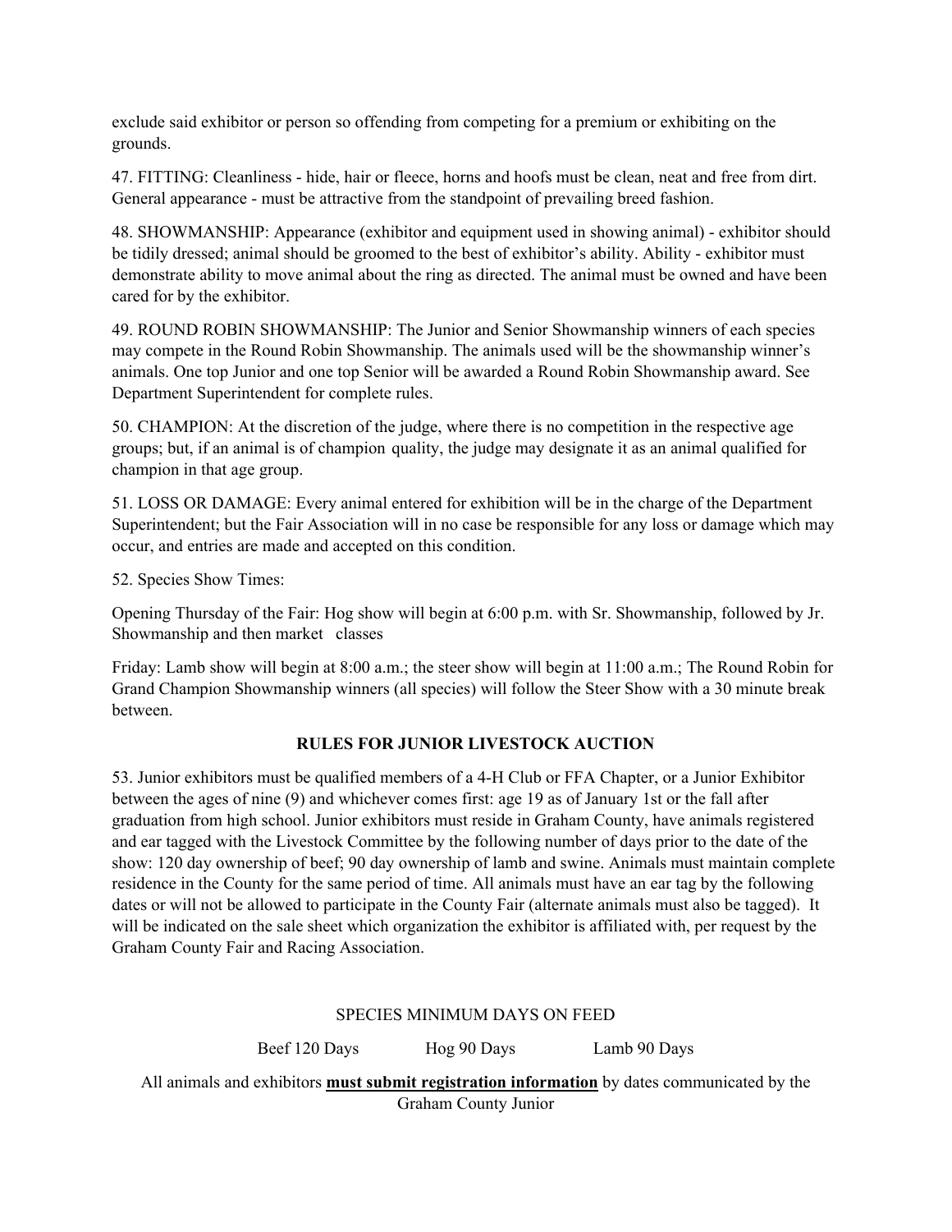exclude said exhibitor or person so offending from competing for a premium or exhibiting on the grounds.

47. FITTING: Cleanliness - hide, hair or fleece, horns and hoofs must be clean, neat and free from dirt. General appearance - must be attractive from the standpoint of prevailing breed fashion.

48. SHOWMANSHIP: Appearance (exhibitor and equipment used in showing animal) - exhibitor should be tidily dressed; animal should be groomed to the best of exhibitor's ability. Ability - exhibitor must demonstrate ability to move animal about the ring as directed. The animal must be owned and have been cared for by the exhibitor.

49. ROUND ROBIN SHOWMANSHIP: The Junior and Senior Showmanship winners of each species may compete in the Round Robin Showmanship. The animals used will be the showmanship winner's animals. One top Junior and one top Senior will be awarded a Round Robin Showmanship award. See Department Superintendent for complete rules.

50. CHAMPION: At the discretion of the judge, where there is no competition in the respective age groups; but, if an animal is of champion quality, the judge may designate it as an animal qualified for champion in that age group.

51. LOSS OR DAMAGE: Every animal entered for exhibition will be in the charge of the Department Superintendent; but the Fair Association will in no case be responsible for any loss or damage which may occur, and entries are made and accepted on this condition.

52. Species Show Times:

Opening Thursday of the Fair: Hog show will begin at 6:00 p.m. with Sr. Showmanship, followed by Jr. Showmanship and then market classes

Friday: Lamb show will begin at 8:00 a.m.; the steer show will begin at 11:00 a.m.; The Round Robin for Grand Champion Showmanship winners (all species) will follow the Steer Show with a 30 minute break between.

## RULES FOR JUNIOR LIVESTOCK AUCTION

53. Junior exhibitors must be qualified members of a 4-H Club or FFA Chapter, or a Junior Exhibitor between the ages of nine (9) and whichever comes first: age 19 as of January 1st or the fall after graduation from high school. Junior exhibitors must reside in Graham County, have animals registered and ear tagged with the Livestock Committee by the following number of days prior to the date of the show: 120 day ownership of beef; 90 day ownership of lamb and swine. Animals must maintain complete residence in the County for the same period of time. All animals must have an ear tag by the following dates or will not be allowed to participate in the County Fair (alternate animals must also be tagged). It will be indicated on the sale sheet which organization the exhibitor is affiliated with, per request by the Graham County Fair and Racing Association.

SPECIES MINIMUM DAYS ON FEED

Beef 120 Days | Hog 90 Days | Lamb 90 Days

All animals and exhibitors **must submit registration information** by dates communicated by the Graham County Junior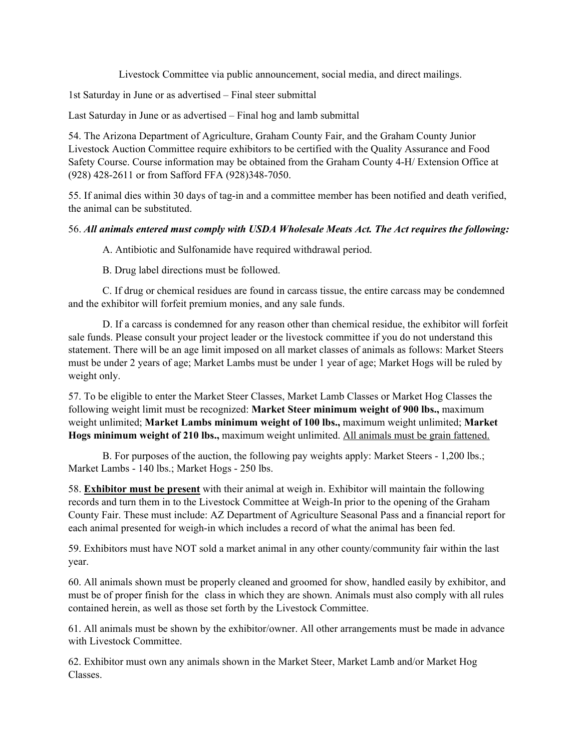Livestock Committee via public announcement, social media, and direct mailings.

1st Saturday in June or as advertised – Final steer submittal

Last Saturday in June or as advertised – Final hog and lamb submittal

54. The Arizona Department of Agriculture, Graham County Fair, and the Graham County Junior Livestock Auction Committee require exhibitors to be certified with the Quality Assurance and Food Safety Course. Course information may be obtained from the Graham County 4-H/ Extension Office at (928) 428-2611 or from Safford FFA (928)348-7050.

55. If animal dies within 30 days of tag-in and a committee member has been notified and death verified, the animal can be substituted.

56. ***All animals entered must comply with USDA Wholesale Meats Act. The Act requires the following:***

A. Antibiotic and Sulfonamide have required withdrawal period.

B. Drug label directions must be followed.

C. If drug or chemical residues are found in carcass tissue, the entire carcass may be condemned and the exhibitor will forfeit premium monies, and any sale funds.

D. If a carcass is condemned for any reason other than chemical residue, the exhibitor will forfeit sale funds. Please consult your project leader or the livestock committee if you do not understand this statement. There will be an age limit imposed on all market classes of animals as follows: Market Steers must be under 2 years of age; Market Lambs must be under 1 year of age; Market Hogs will be ruled by weight only.

57. To be eligible to enter the Market Steer Classes, Market Lamb Classes or Market Hog Classes the following weight limit must be recognized: **Market Steer minimum weight of 900 lbs.,** maximum weight unlimited; **Market Lambs minimum weight of 100 lbs.,** maximum weight unlimited; **Market Hogs minimum weight of 210 lbs.,** maximum weight unlimited. <u>All animals must be grain fattened.</u>

B. For purposes of the auction, the following pay weights apply: Market Steers - 1,200 lbs.; Market Lambs - 140 lbs.; Market Hogs - 250 lbs.

58. <u>**Exhibitor must be present**</u> with their animal at weigh in. Exhibitor will maintain the following records and turn them in to the Livestock Committee at Weigh-In prior to the opening of the Graham County Fair. These must include: AZ Department of Agriculture Seasonal Pass and a financial report for each animal presented for weigh-in which includes a record of what the animal has been fed.

59. Exhibitors must have NOT sold a market animal in any other county/community fair within the last year.

60. All animals shown must be properly cleaned and groomed for show, handled easily by exhibitor, and must be of proper finish for the class in which they are shown. Animals must also comply with all rules contained herein, as well as those set forth by the Livestock Committee.

61. All animals must be shown by the exhibitor/owner. All other arrangements must be made in advance with Livestock Committee.

62. Exhibitor must own any animals shown in the Market Steer, Market Lamb and/or Market Hog Classes.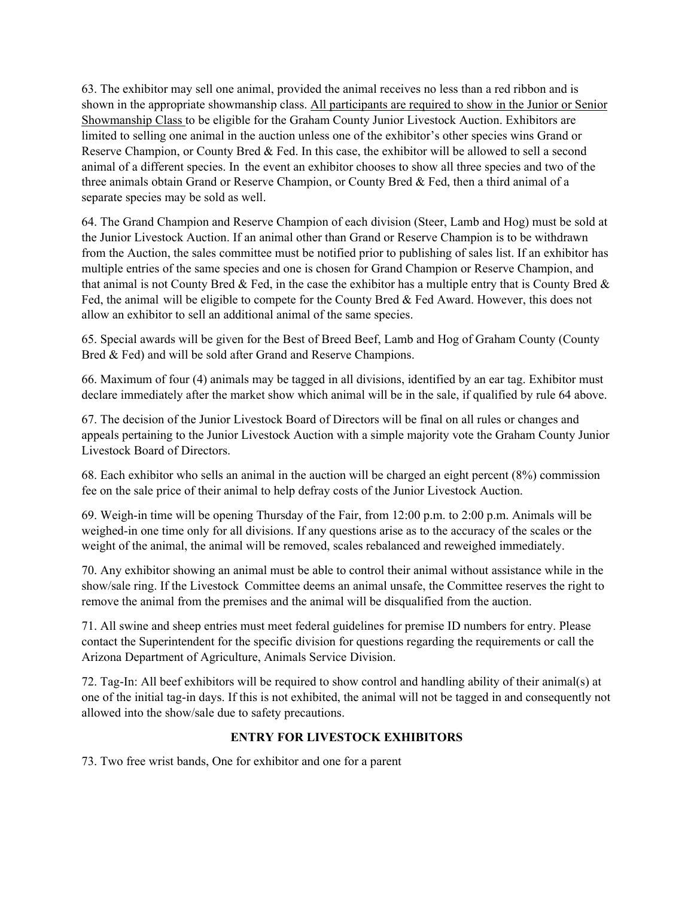63. The exhibitor may sell one animal, provided the animal receives no less than a red ribbon and is shown in the appropriate showmanship class. <u>All participants are required to show in the Junior or Senior Showmanship Class</u> to be eligible for the Graham County Junior Livestock Auction. Exhibitors are limited to selling one animal in the auction unless one of the exhibitor's other species wins Grand or Reserve Champion, or County Bred & Fed. In this case, the exhibitor will be allowed to sell a second animal of a different species. In the event an exhibitor chooses to show all three species and two of the three animals obtain Grand or Reserve Champion, or County Bred & Fed, then a third animal of a separate species may be sold as well.

64. The Grand Champion and Reserve Champion of each division (Steer, Lamb and Hog) must be sold at the Junior Livestock Auction. If an animal other than Grand or Reserve Champion is to be withdrawn from the Auction, the sales committee must be notified prior to publishing of sales list. If an exhibitor has multiple entries of the same species and one is chosen for Grand Champion or Reserve Champion, and that animal is not County Bred & Fed, in the case the exhibitor has a multiple entry that is County Bred & Fed, the animal will be eligible to compete for the County Bred & Fed Award. However, this does not allow an exhibitor to sell an additional animal of the same species.

65. Special awards will be given for the Best of Breed Beef, Lamb and Hog of Graham County (County Bred & Fed) and will be sold after Grand and Reserve Champions.

66. Maximum of four (4) animals may be tagged in all divisions, identified by an ear tag. Exhibitor must declare immediately after the market show which animal will be in the sale, if qualified by rule 64 above.

67. The decision of the Junior Livestock Board of Directors will be final on all rules or changes and appeals pertaining to the Junior Livestock Auction with a simple majority vote the Graham County Junior Livestock Board of Directors.

68. Each exhibitor who sells an animal in the auction will be charged an eight percent (8%) commission fee on the sale price of their animal to help defray costs of the Junior Livestock Auction.

69. Weigh-in time will be opening Thursday of the Fair, from 12:00 p.m. to 2:00 p.m. Animals will be weighed-in one time only for all divisions. If any questions arise as to the accuracy of the scales or the weight of the animal, the animal will be removed, scales rebalanced and reweighed immediately.

70. Any exhibitor showing an animal must be able to control their animal without assistance while in the show/sale ring. If the Livestock Committee deems an animal unsafe, the Committee reserves the right to remove the animal from the premises and the animal will be disqualified from the auction.

71. All swine and sheep entries must meet federal guidelines for premise ID numbers for entry. Please contact the Superintendent for the specific division for questions regarding the requirements or call the Arizona Department of Agriculture, Animals Service Division.

72. Tag-In: All beef exhibitors will be required to show control and handling ability of their animal(s) at one of the initial tag-in days. If this is not exhibited, the animal will not be tagged in and consequently not allowed into the show/sale due to safety precautions.

**ENTRY FOR LIVESTOCK EXHIBITORS**

73. Two free wrist bands, One for exhibitor and one for a parent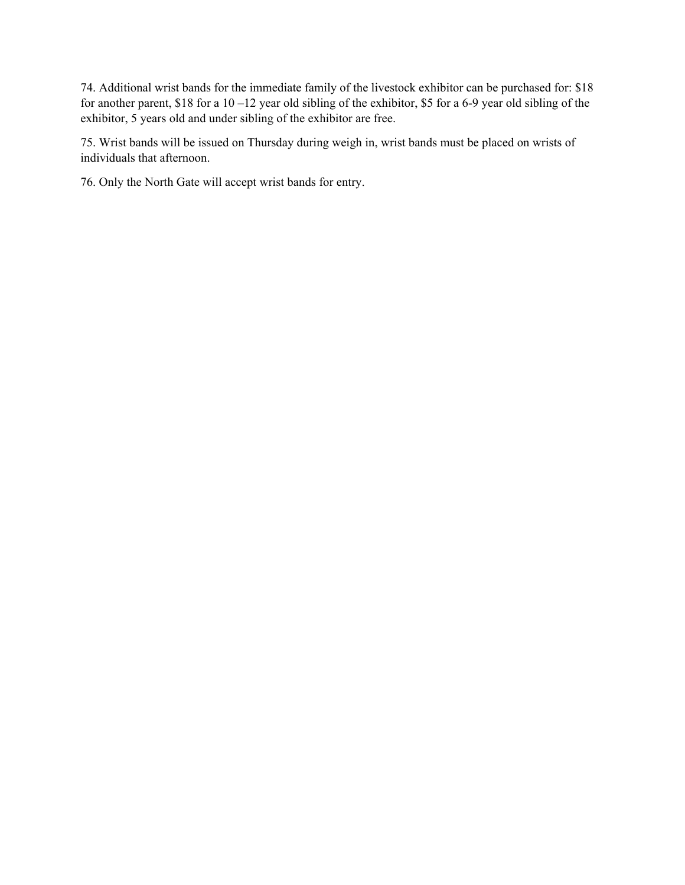74. Additional wrist bands for the immediate family of the livestock exhibitor can be purchased for: $18 for another parent, $18 for a 10 –12 year old sibling of the exhibitor, $5 for a 6-9 year old sibling of the exhibitor, 5 years old and under sibling of the exhibitor are free.

75. Wrist bands will be issued on Thursday during weigh in, wrist bands must be placed on wrists of individuals that afternoon.

76. Only the North Gate will accept wrist bands for entry.